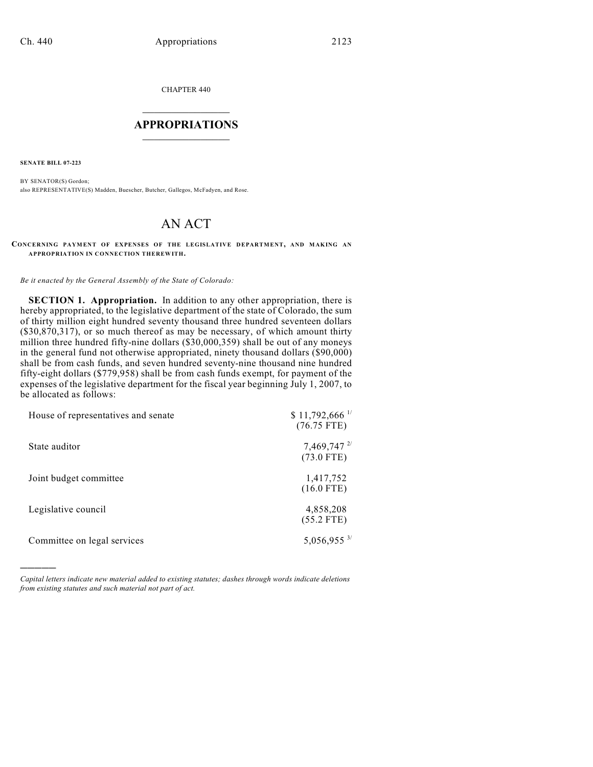CHAPTER 440

# APPROPRIATIONS

**SENATE BILL 07-223**

BY SENATOR(S) Gordon;
also REPRESENTATIVE(S) Madden, Buescher, Butcher, Gallegos, McFadyen, and Rose.

# AN ACT

**CONCERNING PAYMENT OF EXPENSES OF THE LEGISLATIVE DEPARTMENT, AND MAKING AN APPROPRIATION IN CONNECTION THEREWITH.**

*Be it enacted by the General Assembly of the State of Colorado:*

**SECTION 1. Appropriation.** In addition to any other appropriation, there is hereby appropriated, to the legislative department of the state of Colorado, the sum of thirty million eight hundred seventy thousand three hundred seventeen dollars ($30,870,317), or so much thereof as may be necessary, of which amount thirty million three hundred fifty-nine dollars ($30,000,359) shall be out of any moneys in the general fund not otherwise appropriated, ninety thousand dollars ($90,000) shall be from cash funds, and seven hundred seventy-nine thousand nine hundred fifty-eight dollars ($779,958) shall be from cash funds exempt, for payment of the expenses of the legislative department for the fiscal year beginning July 1, 2007, to be allocated as follows:

| | |
|---|---|
| House of representatives and senate | $ 11,792,666 [1/] (76.75 FTE) |
| State auditor | 7,469,747 [2/] (73.0 FTE) |
| Joint budget committee | 1,417,752 (16.0 FTE) |
| Legislative council | 4,858,208 (55.2 FTE) |
| Committee on legal services | 5,056,955 [3/] |

*Capital letters indicate new material added to existing statutes; dashes through words indicate deletions from existing statutes and such material not part of act.*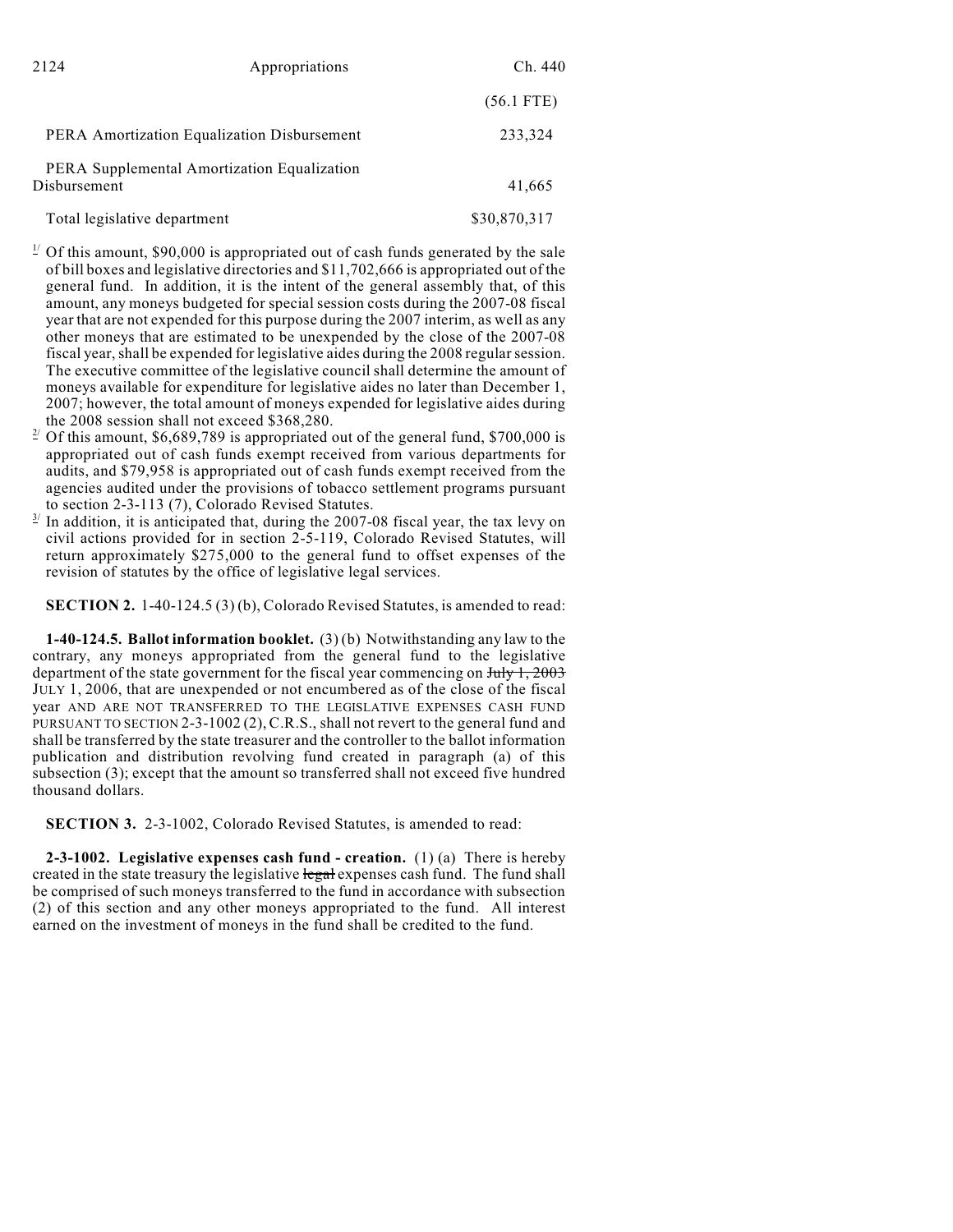|  | (56.1 FTE) |
| --- | --- |
| PERA Amortization Equalization Disbursement | 233,324 |
| PERA Supplemental Amortization Equalization Disbursement | 41,665 |
| Total legislative department | $30,870,317 |

[1] Of this amount, $90,000 is appropriated out of cash funds generated by the sale of bill boxes and legislative directories and $11,702,666 is appropriated out of the general fund. In addition, it is the intent of the general assembly that, of this amount, any moneys budgeted for special session costs during the 2007-08 fiscal year that are not expended for this purpose during the 2007 interim, as well as any other moneys that are estimated to be unexpended by the close of the 2007-08 fiscal year, shall be expended for legislative aides during the 2008 regular session. The executive committee of the legislative council shall determine the amount of moneys available for expenditure for legislative aides no later than December 1, 2007; however, the total amount of moneys expended for legislative aides during the 2008 session shall not exceed $368,280.

[2] Of this amount, $6,689,789 is appropriated out of the general fund, $700,000 is appropriated out of cash funds exempt received from various departments for audits, and $79,958 is appropriated out of cash funds exempt received from the agencies audited under the provisions of tobacco settlement programs pursuant to section 2-3-113 (7), Colorado Revised Statutes.

[3] In addition, it is anticipated that, during the 2007-08 fiscal year, the tax levy on civil actions provided for in section 2-5-119, Colorado Revised Statutes, will return approximately $275,000 to the general fund to offset expenses of the revision of statutes by the office of legislative legal services.

**SECTION 2.** 1-40-124.5 (3) (b), Colorado Revised Statutes, is amended to read:

**1-40-124.5. Ballot information booklet.** (3) (b) Notwithstanding any law to the contrary, any moneys appropriated from the general fund to the legislative department of the state government for the fiscal year commencing on ~~July 1, 2003~~ JULY 1, 2006, that are unexpended or not encumbered as of the close of the fiscal year AND ARE NOT TRANSFERRED TO THE LEGISLATIVE EXPENSES CASH FUND PURSUANT TO SECTION 2-3-1002 (2), C.R.S., shall not revert to the general fund and shall be transferred by the state treasurer and the controller to the ballot information publication and distribution revolving fund created in paragraph (a) of this subsection (3); except that the amount so transferred shall not exceed five hundred thousand dollars.

**SECTION 3.** 2-3-1002, Colorado Revised Statutes, is amended to read:

**2-3-1002. Legislative expenses cash fund - creation.** (1) (a) There is hereby created in the state treasury the legislative ~~legal~~ expenses cash fund. The fund shall be comprised of such moneys transferred to the fund in accordance with subsection (2) of this section and any other moneys appropriated to the fund. All interest earned on the investment of moneys in the fund shall be credited to the fund.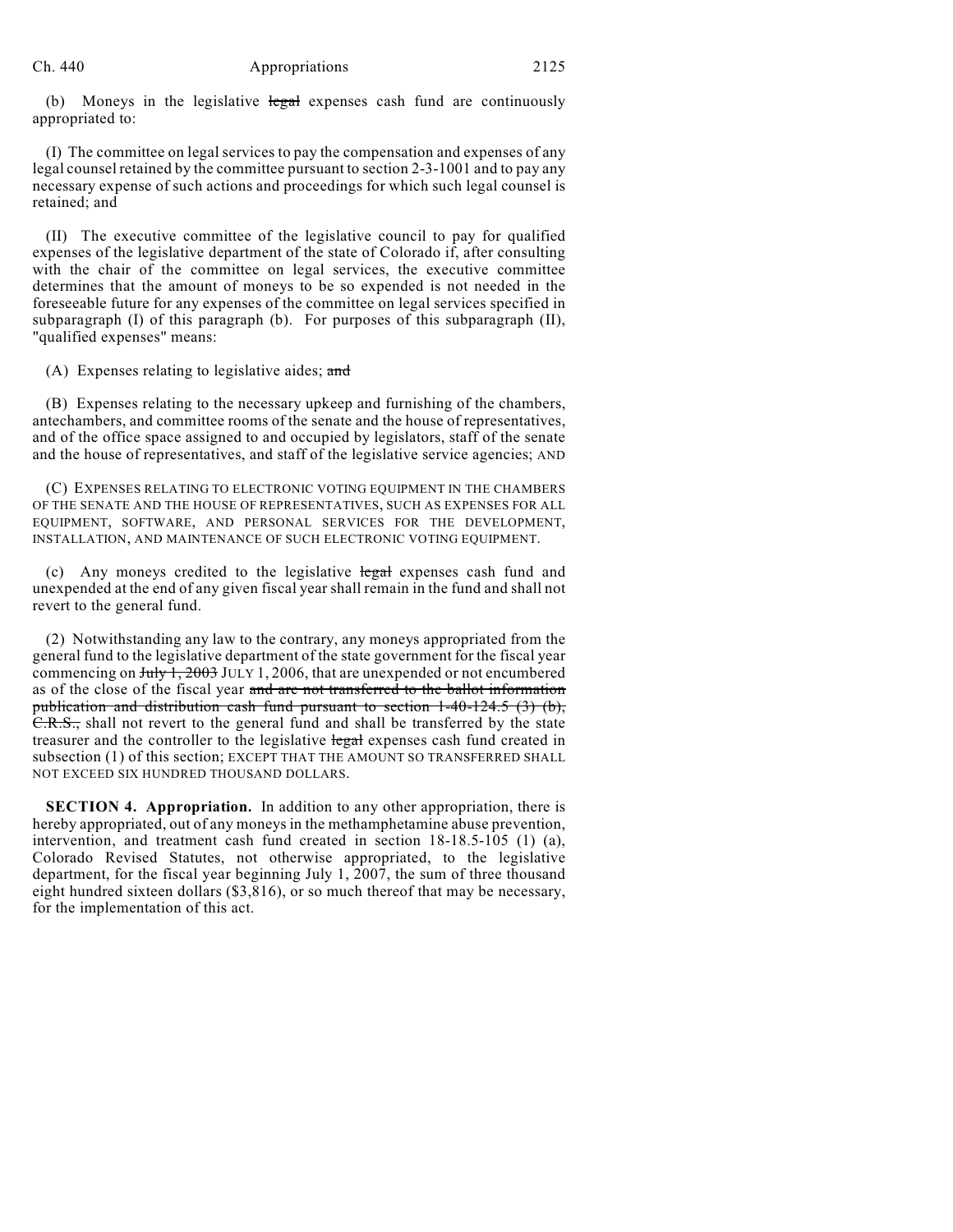(b) Moneys in the legislative ~~legal~~ expenses cash fund are continuously appropriated to:

(I) The committee on legal services to pay the compensation and expenses of any legal counsel retained by the committee pursuant to section 2-3-1001 and to pay any necessary expense of such actions and proceedings for which such legal counsel is retained; and

(II) The executive committee of the legislative council to pay for qualified expenses of the legislative department of the state of Colorado if, after consulting with the chair of the committee on legal services, the executive committee determines that the amount of moneys to be so expended is not needed in the foreseeable future for any expenses of the committee on legal services specified in subparagraph (I) of this paragraph (b). For purposes of this subparagraph (II), "qualified expenses" means:

(A) Expenses relating to legislative aides; ~~and~~

(B) Expenses relating to the necessary upkeep and furnishing of the chambers, antechambers, and committee rooms of the senate and the house of representatives, and of the office space assigned to and occupied by legislators, staff of the senate and the house of representatives, and staff of the legislative service agencies; AND

(C) EXPENSES RELATING TO ELECTRONIC VOTING EQUIPMENT IN THE CHAMBERS OF THE SENATE AND THE HOUSE OF REPRESENTATIVES, SUCH AS EXPENSES FOR ALL EQUIPMENT, SOFTWARE, AND PERSONAL SERVICES FOR THE DEVELOPMENT, INSTALLATION, AND MAINTENANCE OF SUCH ELECTRONIC VOTING EQUIPMENT.

(c) Any moneys credited to the legislative ~~legal~~ expenses cash fund and unexpended at the end of any given fiscal year shall remain in the fund and shall not revert to the general fund.

(2) Notwithstanding any law to the contrary, any moneys appropriated from the general fund to the legislative department of the state government for the fiscal year commencing on ~~July 1, 2003~~ JULY 1, 2006, that are unexpended or not encumbered as of the close of the fiscal year ~~and are not transferred to the ballot information publication and distribution cash fund pursuant to section 1-40-124.5 (3) (b), C.R.S.,~~ shall not revert to the general fund and shall be transferred by the state treasurer and the controller to the legislative ~~legal~~ expenses cash fund created in subsection (1) of this section; EXCEPT THAT THE AMOUNT SO TRANSFERRED SHALL NOT EXCEED SIX HUNDRED THOUSAND DOLLARS.

**SECTION 4. Appropriation.** In addition to any other appropriation, there is hereby appropriated, out of any moneys in the methamphetamine abuse prevention, intervention, and treatment cash fund created in section 18-18.5-105 (1) (a), Colorado Revised Statutes, not otherwise appropriated, to the legislative department, for the fiscal year beginning July 1, 2007, the sum of three thousand eight hundred sixteen dollars ($3,816), or so much thereof that may be necessary, for the implementation of this act.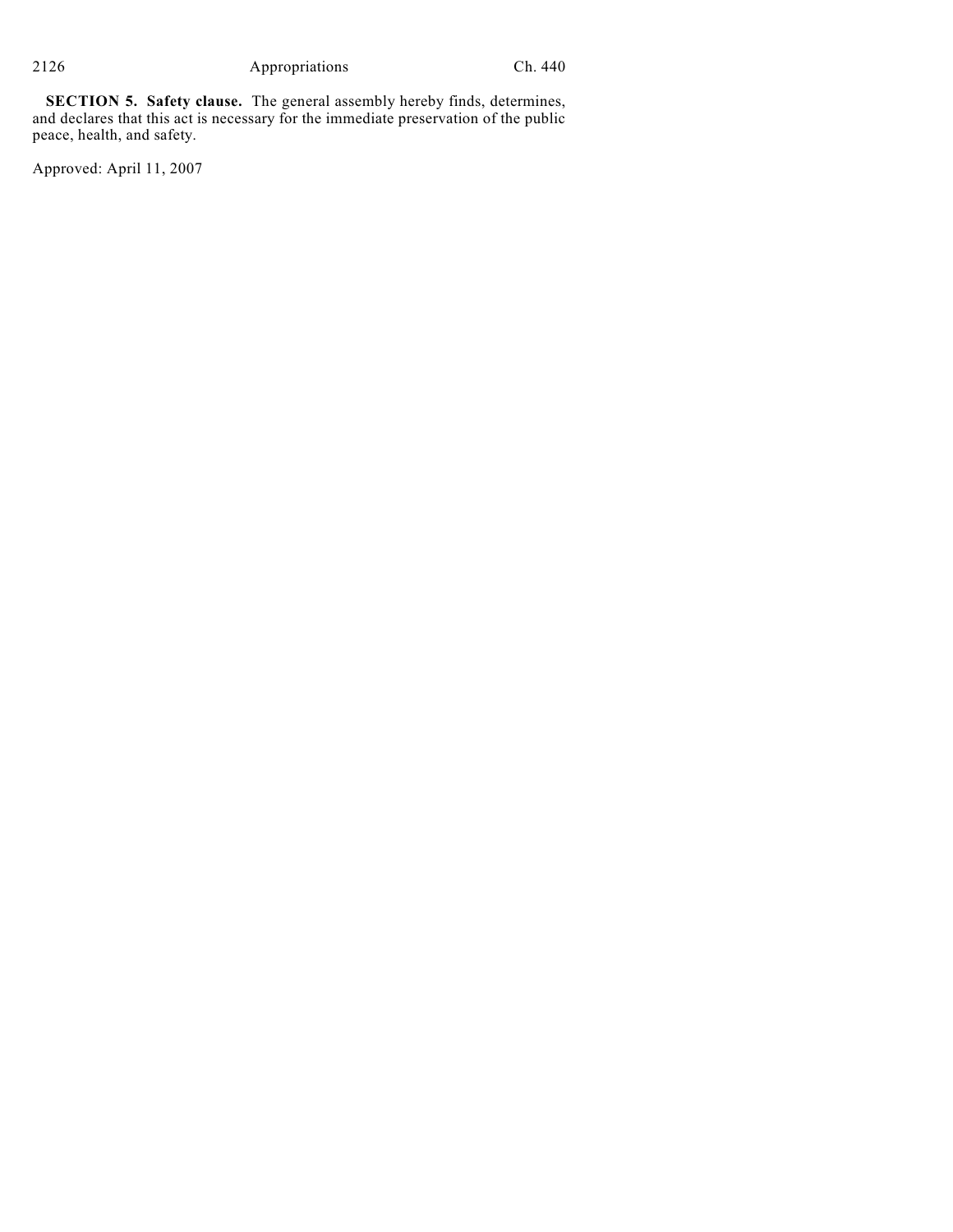**SECTION 5. Safety clause.** The general assembly hereby finds, determines, and declares that this act is necessary for the immediate preservation of the public peace, health, and safety.

Approved: April 11, 2007